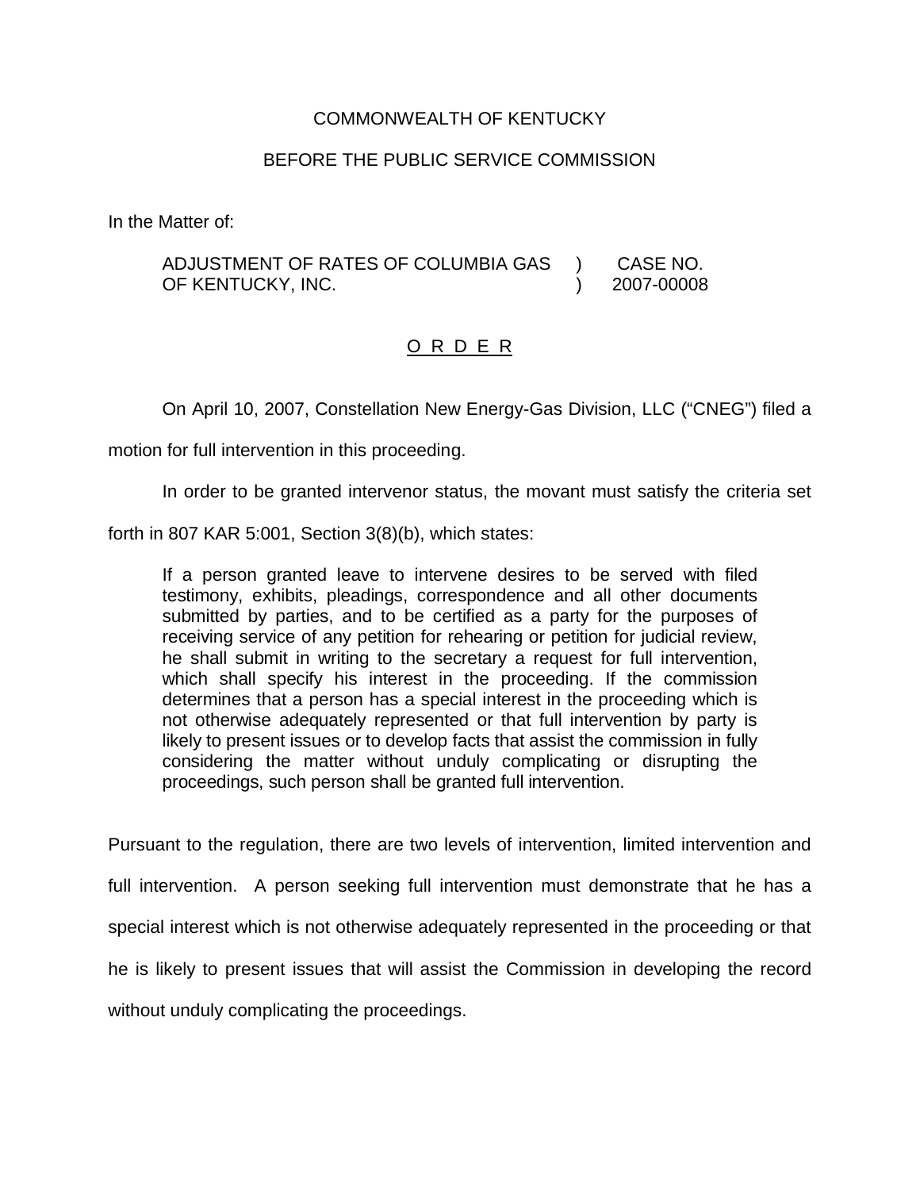COMMONWEALTH OF KENTUCKY

BEFORE THE PUBLIC SERVICE COMMISSION

In the Matter of:

| | | |
|---|---|---|
| ADJUSTMENT OF RATES OF COLUMBIA GAS OF KENTUCKY, INC. | ) ) | CASE NO. 2007-00008 |

O R D E R

On April 10, 2007, Constellation New Energy-Gas Division, LLC ("CNEG") filed a motion for full intervention in this proceeding.

In order to be granted intervenor status, the movant must satisfy the criteria set forth in 807 KAR 5:001, Section 3(8)(b), which states:

> If a person granted leave to intervene desires to be served with filed testimony, exhibits, pleadings, correspondence and all other documents submitted by parties, and to be certified as a party for the purposes of receiving service of any petition for rehearing or petition for judicial review, he shall submit in writing to the secretary a request for full intervention, which shall specify his interest in the proceeding. If the commission determines that a person has a special interest in the proceeding which is not otherwise adequately represented or that full intervention by party is likely to present issues or to develop facts that assist the commission in fully considering the matter without unduly complicating or disrupting the proceedings, such person shall be granted full intervention.

Pursuant to the regulation, there are two levels of intervention, limited intervention and full intervention. A person seeking full intervention must demonstrate that he has a special interest which is not otherwise adequately represented in the proceeding or that he is likely to present issues that will assist the Commission in developing the record without unduly complicating the proceedings.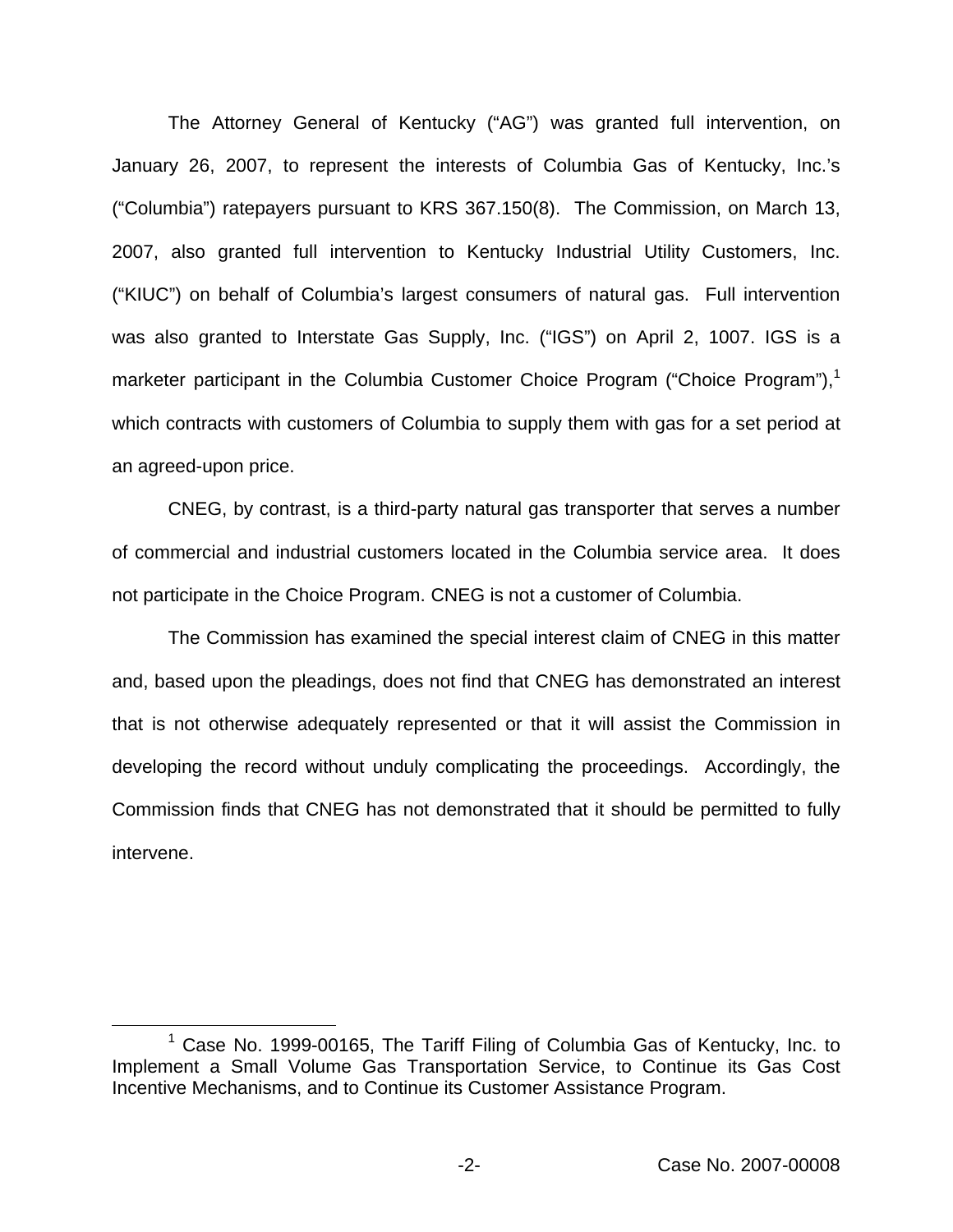The Attorney General of Kentucky ("AG") was granted full intervention, on January 26, 2007, to represent the interests of Columbia Gas of Kentucky, Inc.'s ("Columbia") ratepayers pursuant to KRS 367.150(8). The Commission, on March 13, 2007, also granted full intervention to Kentucky Industrial Utility Customers, Inc. ("KIUC") on behalf of Columbia's largest consumers of natural gas. Full intervention was also granted to Interstate Gas Supply, Inc. ("IGS") on April 2, 1007. IGS is a marketer participant in the Columbia Customer Choice Program ("Choice Program"),[1] which contracts with customers of Columbia to supply them with gas for a set period at an agreed-upon price.

CNEG, by contrast, is a third-party natural gas transporter that serves a number of commercial and industrial customers located in the Columbia service area. It does not participate in the Choice Program. CNEG is not a customer of Columbia.

The Commission has examined the special interest claim of CNEG in this matter and, based upon the pleadings, does not find that CNEG has demonstrated an interest that is not otherwise adequately represented or that it will assist the Commission in developing the record without unduly complicating the proceedings. Accordingly, the Commission finds that CNEG has not demonstrated that it should be permitted to fully intervene.

---

[1] Case No. 1999-00165, The Tariff Filing of Columbia Gas of Kentucky, Inc. to Implement a Small Volume Gas Transportation Service, to Continue its Gas Cost Incentive Mechanisms, and to Continue its Customer Assistance Program.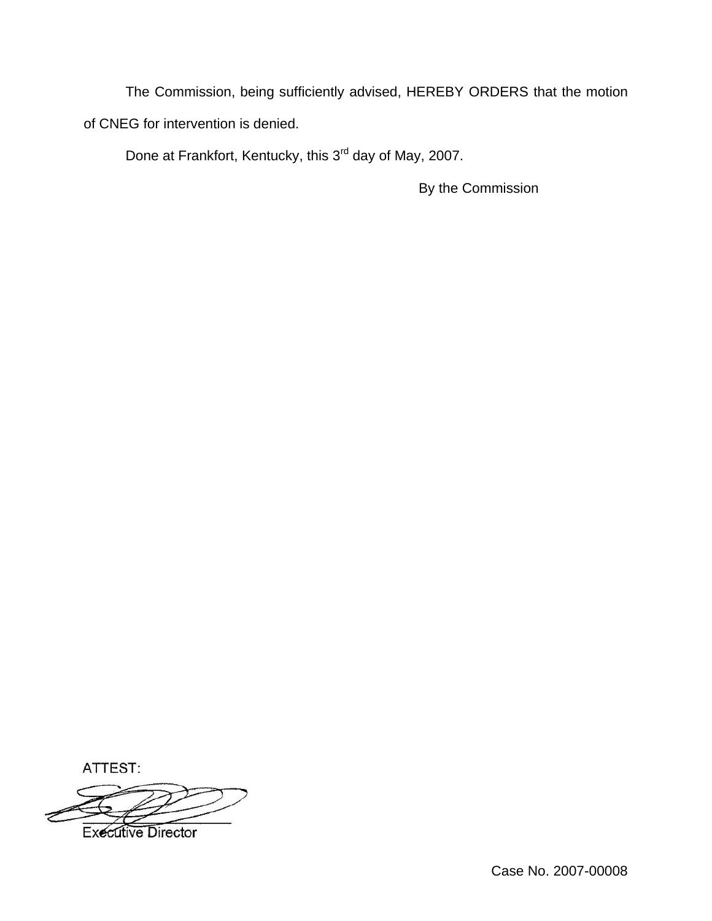The Commission, being sufficiently advised, HEREBY ORDERS that the motion of CNEG for intervention is denied.

Done at Frankfort, Kentucky, this 3rd day of May, 2007.

By the Commission

ATTEST:

Executive Director

Case No. 2007-00008